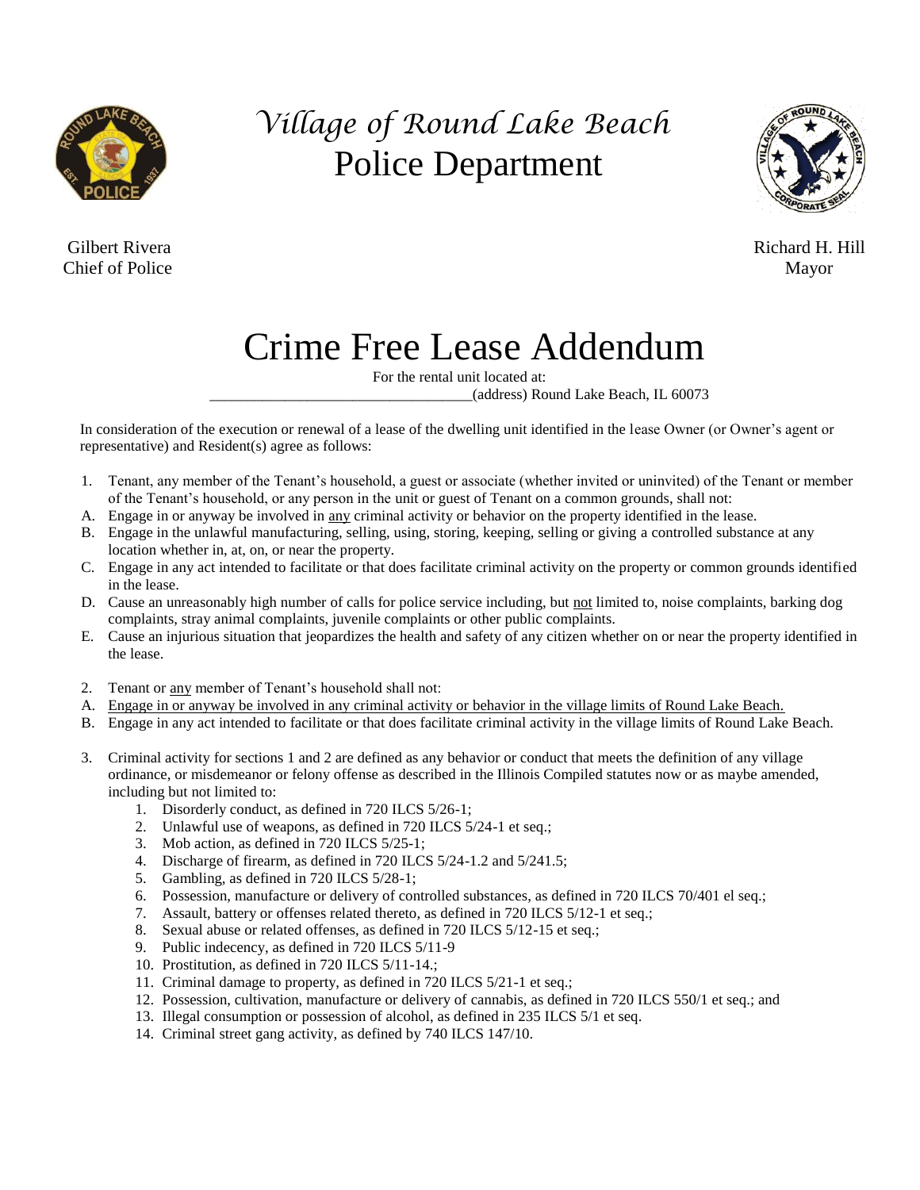*Village of Round Lake Beach*
# Police Department

Gilbert Rivera
Chief of Police

Richard H. Hill
Mayor

# Crime Free Lease Addendum

For the rental unit located at:
___________________________________(address) Round Lake Beach, IL 60073

In consideration of the execution or renewal of a lease of the dwelling unit identified in the lease Owner (or Owner's agent or representative) and Resident(s) agree as follows:

1. Tenant, any member of the Tenant's household, a guest or associate (whether invited or uninvited) of the Tenant or member of the Tenant's household, or any person in the unit or guest of Tenant on a common grounds, shall not:

A. Engage in or anyway be involved in <u>any</u> criminal activity or behavior on the property identified in the lease.
B. Engage in the unlawful manufacturing, selling, using, storing, keeping, selling or giving a controlled substance at any location whether in, at, on, or near the property.
C. Engage in any act intended to facilitate or that does facilitate criminal activity on the property or common grounds identified in the lease.
D. Cause an unreasonably high number of calls for police service including, but <u>not</u> limited to, noise complaints, barking dog complaints, stray animal complaints, juvenile complaints or other public complaints.
E. Cause an injurious situation that jeopardizes the health and safety of any citizen whether on or near the property identified in the lease.

2. Tenant or <u>any</u> member of Tenant's household shall not:

A. <u>Engage in or anyway be involved in any criminal activity or behavior in the village limits of Round Lake Beach.</u>
B. Engage in any act intended to facilitate or that does facilitate criminal activity in the village limits of Round Lake Beach.

3. Criminal activity for sections 1 and 2 are defined as any behavior or conduct that meets the definition of any village ordinance, or misdemeanor or felony offense as described in the Illinois Compiled statutes now or as maybe amended, including but not limited to:
    1. Disorderly conduct, as defined in 720 ILCS 5/26-1;
    2. Unlawful use of weapons, as defined in 720 ILCS 5/24-1 et seq.;
    3. Mob action, as defined in 720 ILCS 5/25-1;
    4. Discharge of firearm, as defined in 720 ILCS 5/24-1.2 and 5/241.5;
    5. Gambling, as defined in 720 ILCS 5/28-1;
    6. Possession, manufacture or delivery of controlled substances, as defined in 720 ILCS 70/401 el seq.;
    7. Assault, battery or offenses related thereto, as defined in 720 ILCS 5/12-1 et seq.;
    8. Sexual abuse or related offenses, as defined in 720 ILCS 5/12-15 et seq.;
    9. Public indecency, as defined in 720 ILCS 5/11-9
    10. Prostitution, as defined in 720 ILCS 5/11-14.;
    11. Criminal damage to property, as defined in 720 ILCS 5/21-1 et seq.;
    12. Possession, cultivation, manufacture or delivery of cannabis, as defined in 720 ILCS 550/1 et seq.; and
    13. Illegal consumption or possession of alcohol, as defined in 235 ILCS 5/1 et seq.
    14. Criminal street gang activity, as defined by 740 ILCS 147/10.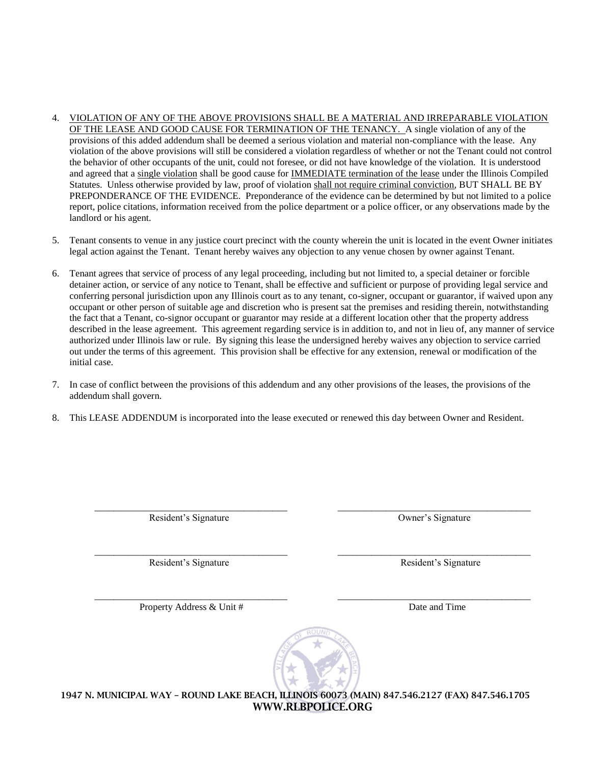4. <u>VIOLATION OF ANY OF THE ABOVE PROVISIONS SHALL BE A MATERIAL AND IRREPARABLE VIOLATION OF THE LEASE AND GOOD CAUSE FOR TERMINATION OF THE TENANCY.</u> A single violation of any of the provisions of this added addendum shall be deemed a serious violation and material non-compliance with the lease. Any violation of the above provisions will still be considered a violation regardless of whether or not the Tenant could not control the behavior of other occupants of the unit, could not foresee, or did not have knowledge of the violation. It is understood and agreed that a <u>single violation</u> shall be good cause for <u>IMMEDIATE termination of the lease</u> under the Illinois Compiled Statutes. Unless otherwise provided by law, proof of violation <u>shall not require criminal conviction</u>, BUT SHALL BE BY PREPONDERANCE OF THE EVIDENCE. Preponderance of the evidence can be determined by but not limited to a police report, police citations, information received from the police department or a police officer, or any observations made by the landlord or his agent.

5. Tenant consents to venue in any justice court precinct with the county wherein the unit is located in the event Owner initiates legal action against the Tenant. Tenant hereby waives any objection to any venue chosen by owner against Tenant.

6. Tenant agrees that service of process of any legal proceeding, including but not limited to, a special detainer or forcible detainer action, or service of any notice to Tenant, shall be effective and sufficient or purpose of providing legal service and conferring personal jurisdiction upon any Illinois court as to any tenant, co-signer, occupant or guarantor, if waived upon any occupant or other person of suitable age and discretion who is present sat the premises and residing therein, notwithstanding the fact that a Tenant, co-signor occupant or guarantor may reside at a different location other that the property address described in the lease agreement. This agreement regarding service is in addition to, and not in lieu of, any manner of service authorized under Illinois law or rule. By signing this lease the undersigned hereby waives any objection to service carried out under the terms of this agreement. This provision shall be effective for any extension, renewal or modification of the initial case.

7. In case of conflict between the provisions of this addendum and any other provisions of the leases, the provisions of the addendum shall govern.

8. This LEASE ADDENDUM is incorporated into the lease executed or renewed this day between Owner and Resident.

\_\_\_\_\_\_\_\_\_\_\_\_\_\_\_\_\_\_\_\_\_\_\_\_\_\_\_\_\_\_\_\_\_\_\_\_\_\_\_\_
Resident's Signature

\_\_\_\_\_\_\_\_\_\_\_\_\_\_\_\_\_\_\_\_\_\_\_\_\_\_\_\_\_\_\_\_\_\_\_\_\_\_\_\_
Owner's Signature

\_\_\_\_\_\_\_\_\_\_\_\_\_\_\_\_\_\_\_\_\_\_\_\_\_\_\_\_\_\_\_\_\_\_\_\_\_\_\_\_
Resident's Signature

\_\_\_\_\_\_\_\_\_\_\_\_\_\_\_\_\_\_\_\_\_\_\_\_\_\_\_\_\_\_\_\_\_\_\_\_\_\_\_\_
Resident's Signature

\_\_\_\_\_\_\_\_\_\_\_\_\_\_\_\_\_\_\_\_\_\_\_\_\_\_\_\_\_\_\_\_\_\_\_\_\_\_\_\_
Property Address & Unit #

\_\_\_\_\_\_\_\_\_\_\_\_\_\_\_\_\_\_\_\_\_\_\_\_\_\_\_\_\_\_\_\_\_\_\_\_\_\_\_\_
Date and Time

**1947 N. MUNICIPAL WAY – ROUND LAKE BEACH, ILLINOIS 60073 (MAIN) 847.546.2127 (FAX) 847.546.1705**
**WWW.RLBPOLICE.ORG**